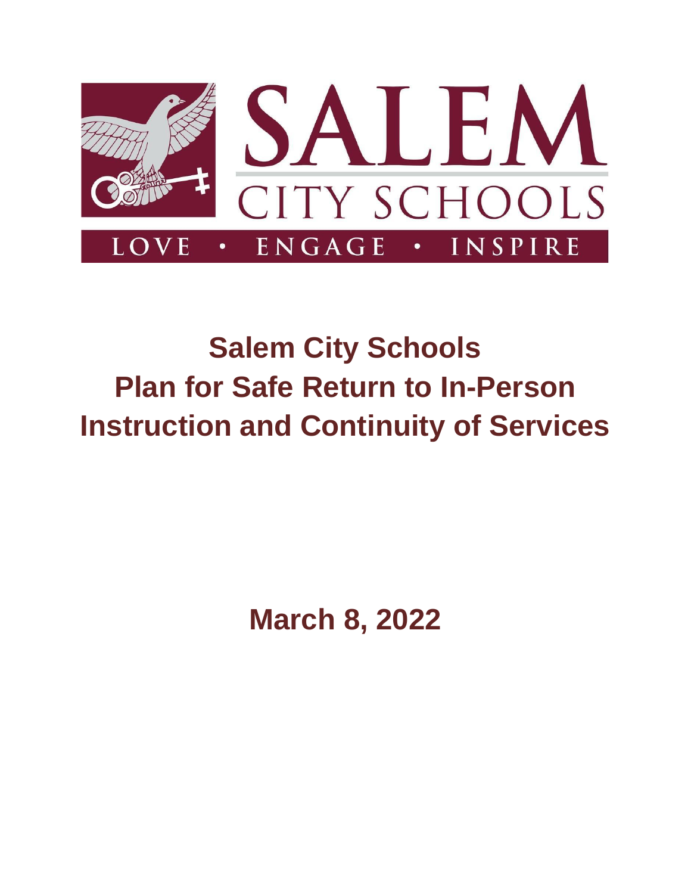SALEM CITY SCHOOLS

LOVE • ENGAGE • INSPIRE

# Salem City Schools
# Plan for Safe Return to In-Person Instruction and Continuity of Services

## March 8, 2022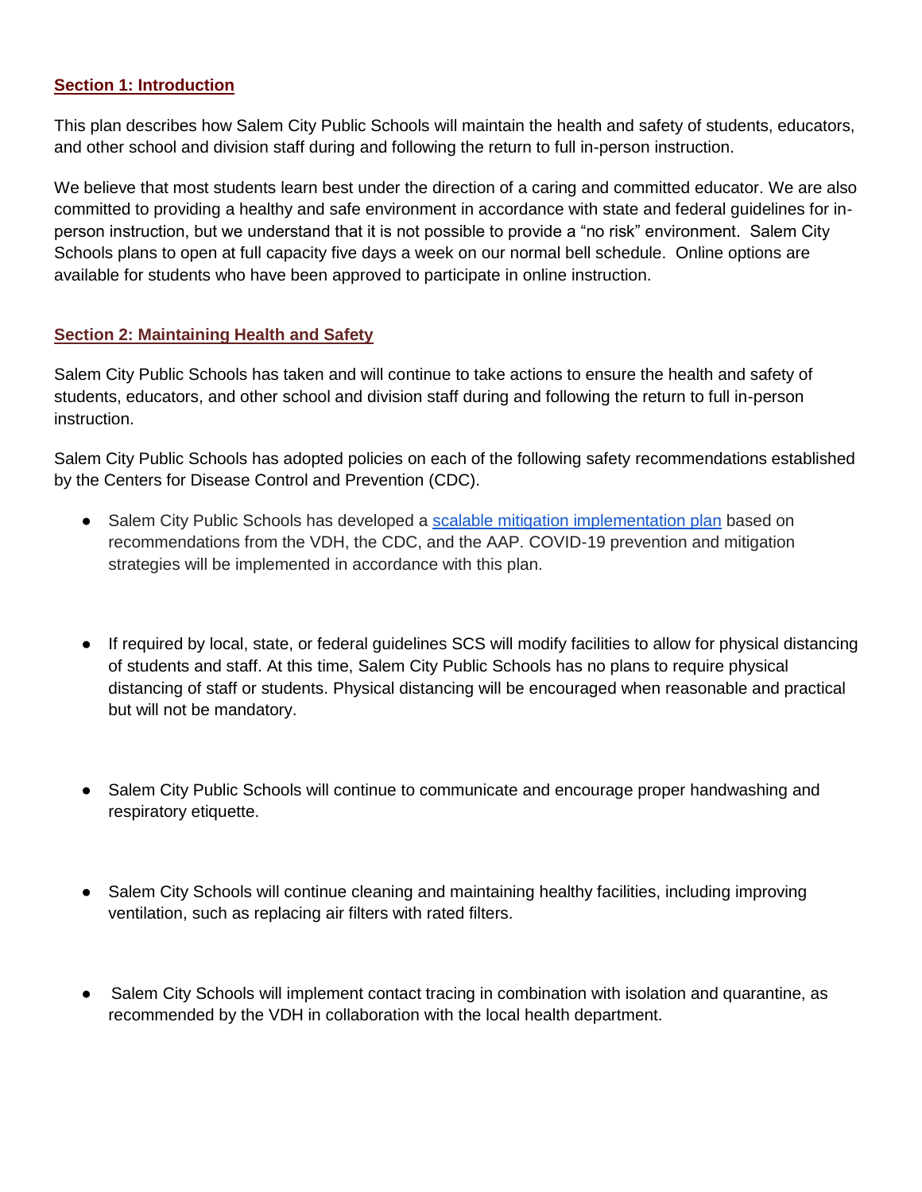## Section 1: Introduction

This plan describes how Salem City Public Schools will maintain the health and safety of students, educators, and other school and division staff during and following the return to full in-person instruction.

We believe that most students learn best under the direction of a caring and committed educator. We are also committed to providing a healthy and safe environment in accordance with state and federal guidelines for in-person instruction, but we understand that it is not possible to provide a "no risk" environment. Salem City Schools plans to open at full capacity five days a week on our normal bell schedule. Online options are available for students who have been approved to participate in online instruction.

## Section 2: Maintaining Health and Safety

Salem City Public Schools has taken and will continue to take actions to ensure the health and safety of students, educators, and other school and division staff during and following the return to full in-person instruction.

Salem City Public Schools has adopted policies on each of the following safety recommendations established by the Centers for Disease Control and Prevention (CDC).

- Salem City Public Schools has developed a scalable mitigation implementation plan based on recommendations from the VDH, the CDC, and the AAP. COVID-19 prevention and mitigation strategies will be implemented in accordance with this plan.
- If required by local, state, or federal guidelines SCS will modify facilities to allow for physical distancing of students and staff. At this time, Salem City Public Schools has no plans to require physical distancing of staff or students. Physical distancing will be encouraged when reasonable and practical but will not be mandatory.
- Salem City Public Schools will continue to communicate and encourage proper handwashing and respiratory etiquette.
- Salem City Schools will continue cleaning and maintaining healthy facilities, including improving ventilation, such as replacing air filters with rated filters.
- Salem City Schools will implement contact tracing in combination with isolation and quarantine, as recommended by the VDH in collaboration with the local health department.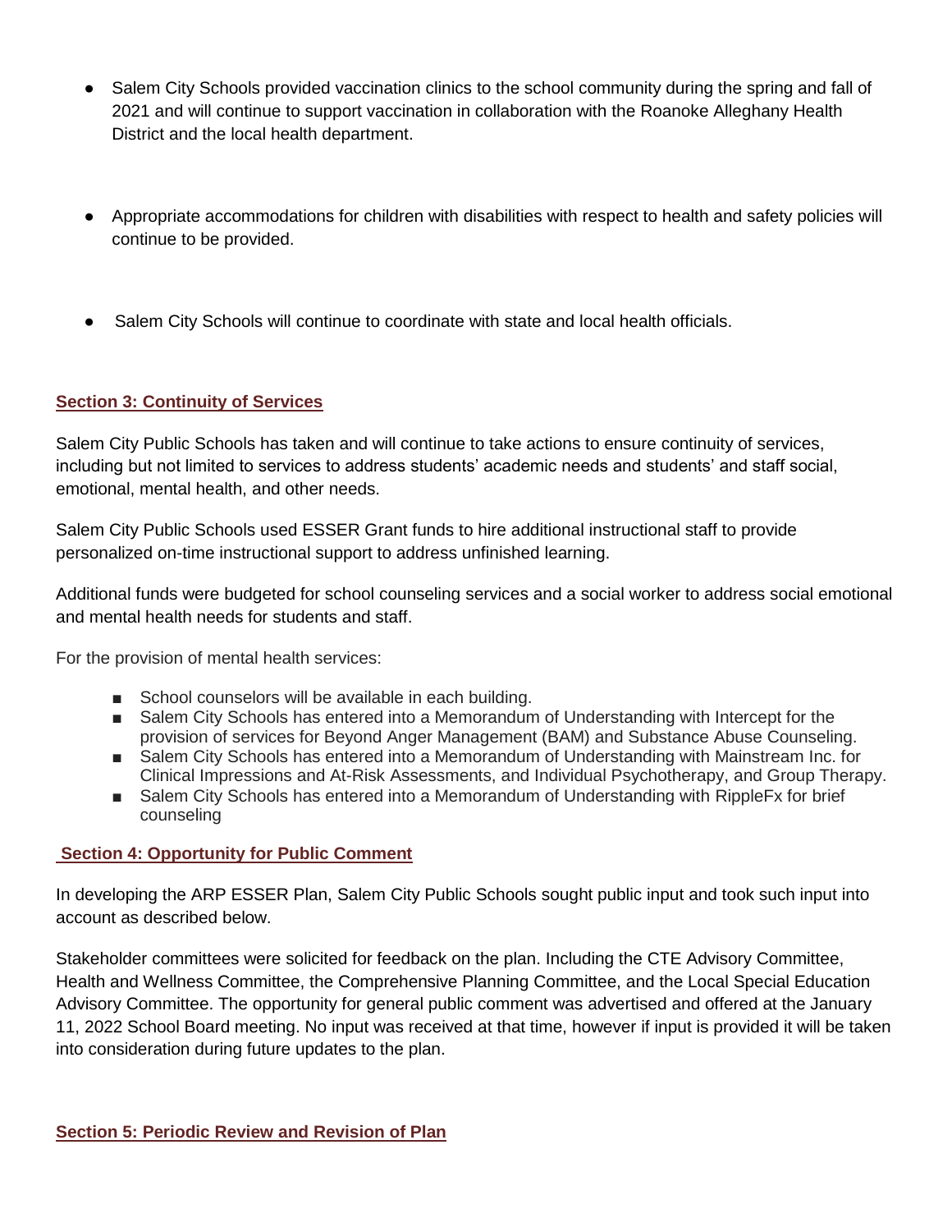- Salem City Schools provided vaccination clinics to the school community during the spring and fall of 2021 and will continue to support vaccination in collaboration with the Roanoke Alleghany Health District and the local health department.

- Appropriate accommodations for children with disabilities with respect to health and safety policies will continue to be provided.

- Salem City Schools will continue to coordinate with state and local health officials.

## **Section 3: Continuity of Services**

Salem City Public Schools has taken and will continue to take actions to ensure continuity of services, including but not limited to services to address students' academic needs and students' and staff social, emotional, mental health, and other needs.

Salem City Public Schools used ESSER Grant funds to hire additional instructional staff to provide personalized on-time instructional support to address unfinished learning.

Additional funds were budgeted for school counseling services and a social worker to address social emotional and mental health needs for students and staff.

For the provision of mental health services:

- School counselors will be available in each building.
- Salem City Schools has entered into a Memorandum of Understanding with Intercept for the provision of services for Beyond Anger Management (BAM) and Substance Abuse Counseling.
- Salem City Schools has entered into a Memorandum of Understanding with Mainstream Inc. for Clinical Impressions and At-Risk Assessments, and Individual Psychotherapy, and Group Therapy.
- Salem City Schools has entered into a Memorandum of Understanding with RippleFx for brief counseling

## **Section 4: Opportunity for Public Comment**

In developing the ARP ESSER Plan, Salem City Public Schools sought public input and took such input into account as described below.

Stakeholder committees were solicited for feedback on the plan. Including the CTE Advisory Committee, Health and Wellness Committee, the Comprehensive Planning Committee, and the Local Special Education Advisory Committee. The opportunity for general public comment was advertised and offered at the January 11, 2022 School Board meeting. No input was received at that time, however if input is provided it will be taken into consideration during future updates to the plan.

## **Section 5: Periodic Review and Revision of Plan**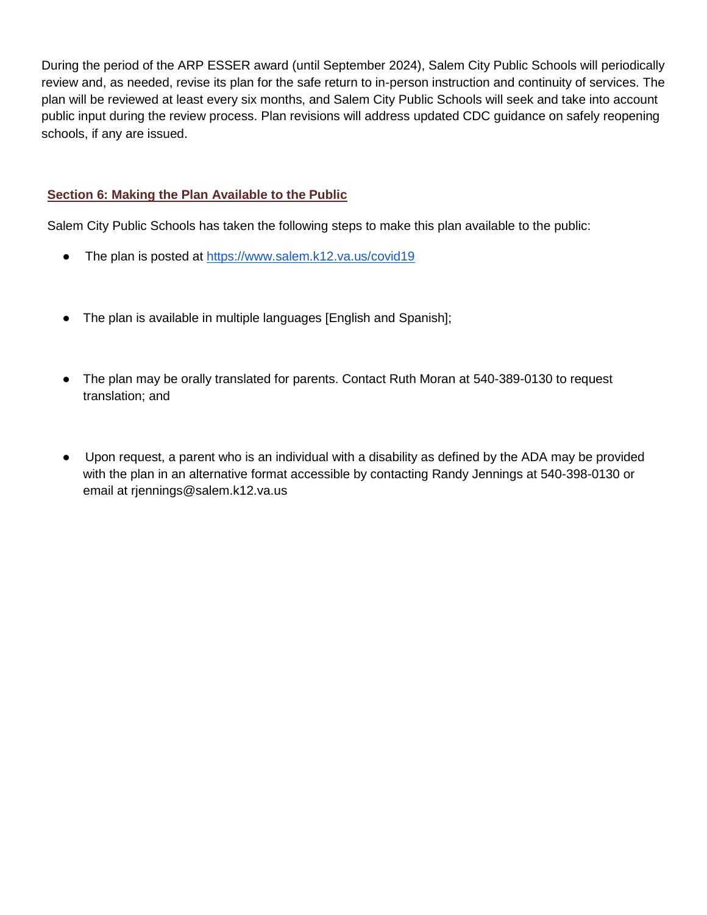During the period of the ARP ESSER award (until September 2024), Salem City Public Schools will periodically review and, as needed, revise its plan for the safe return to in-person instruction and continuity of services. The plan will be reviewed at least every six months, and Salem City Public Schools will seek and take into account public input during the review process. Plan revisions will address updated CDC guidance on safely reopening schools, if any are issued.

## Section 6: Making the Plan Available to the Public

Salem City Public Schools has taken the following steps to make this plan available to the public:

- The plan is posted at https://www.salem.k12.va.us/covid19
- The plan is available in multiple languages [English and Spanish];
- The plan may be orally translated for parents. Contact Ruth Moran at 540-389-0130 to request translation; and
- Upon request, a parent who is an individual with a disability as defined by the ADA may be provided with the plan in an alternative format accessible by contacting Randy Jennings at 540-398-0130 or email at rjennings@salem.k12.va.us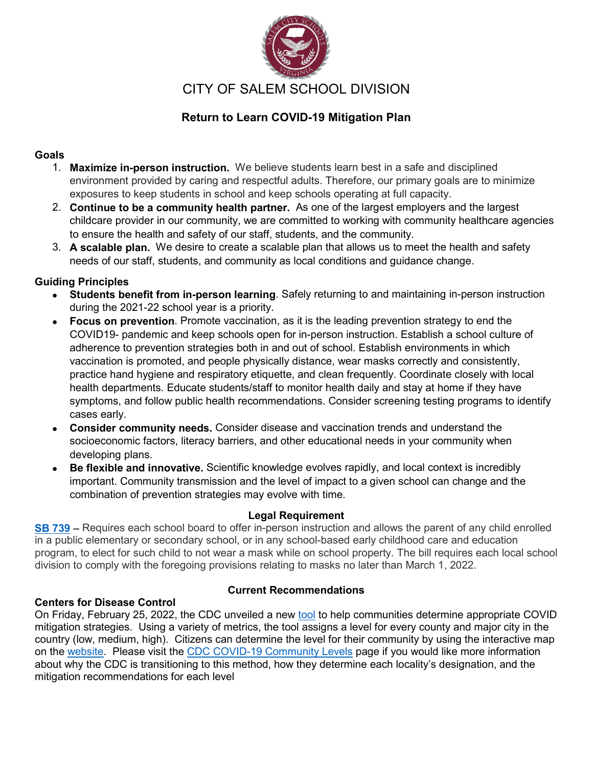# CITY OF SALEM SCHOOL DIVISION

## Return to Learn COVID-19 Mitigation Plan

### Goals

1. **Maximize in-person instruction.** We believe students learn best in a safe and disciplined environment provided by caring and respectful adults. Therefore, our primary goals are to minimize exposures to keep students in school and keep schools operating at full capacity.
2. **Continue to be a community health partner.** As one of the largest employers and the largest childcare provider in our community, we are committed to working with community healthcare agencies to ensure the health and safety of our staff, students, and the community.
3. **A scalable plan.** We desire to create a scalable plan that allows us to meet the health and safety needs of our staff, students, and community as local conditions and guidance change.

### Guiding Principles

- **Students benefit from in-person learning**. Safely returning to and maintaining in-person instruction during the 2021-22 school year is a priority.
- **Focus on prevention**. Promote vaccination, as it is the leading prevention strategy to end the COVID19- pandemic and keep schools open for in-person instruction. Establish a school culture of adherence to prevention strategies both in and out of school. Establish environments in which vaccination is promoted, and people physically distance, wear masks correctly and consistently, practice hand hygiene and respiratory etiquette, and clean frequently. Coordinate closely with local health departments. Educate students/staff to monitor health daily and stay at home if they have symptoms, and follow public health recommendations. Consider screening testing programs to identify cases early.
- **Consider community needs.** Consider disease and vaccination trends and understand the socioeconomic factors, literacy barriers, and other educational needs in your community when developing plans.
- **Be flexible and innovative.** Scientific knowledge evolves rapidly, and local context is incredibly important. Community transmission and the level of impact to a given school can change and the combination of prevention strategies may evolve with time.

### Legal Requirement

**SB 739 –** Requires each school board to offer in-person instruction and allows the parent of any child enrolled in a public elementary or secondary school, or in any school-based early childhood care and education program, to elect for such child to not wear a mask while on school property. The bill requires each local school division to comply with the foregoing provisions relating to masks no later than March 1, 2022.

### Current Recommendations

**Centers for Disease Control**

On Friday, February 25, 2022, the CDC unveiled a new tool to help communities determine appropriate COVID mitigation strategies. Using a variety of metrics, the tool assigns a level for every county and major city in the country (low, medium, high). Citizens can determine the level for their community by using the interactive map on the website. Please visit the CDC COVID-19 Community Levels page if you would like more information about why the CDC is transitioning to this method, how they determine each locality's designation, and the mitigation recommendations for each level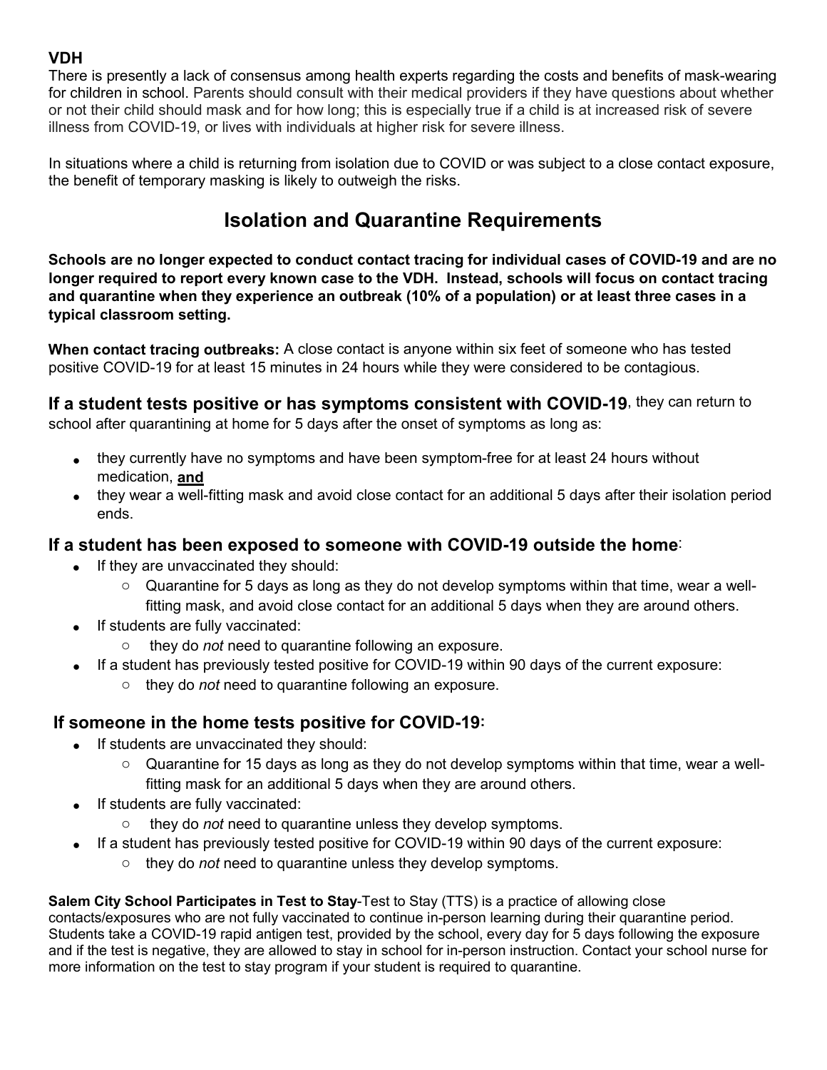**VDH**

There is presently a lack of consensus among health experts regarding the costs and benefits of mask-wearing for children in school. Parents should consult with their medical providers if they have questions about whether or not their child should mask and for how long; this is especially true if a child is at increased risk of severe illness from COVID-19, or lives with individuals at higher risk for severe illness.

In situations where a child is returning from isolation due to COVID or was subject to a close contact exposure, the benefit of temporary masking is likely to outweigh the risks.

## Isolation and Quarantine Requirements

**Schools are no longer expected to conduct contact tracing for individual cases of COVID-19 and are no longer required to report every known case to the VDH. Instead, schools will focus on contact tracing and quarantine when they experience an outbreak (10% of a population) or at least three cases in a typical classroom setting.**

**When contact tracing outbreaks:** A close contact is anyone within six feet of someone who has tested positive COVID-19 for at least 15 minutes in 24 hours while they were considered to be contagious.

**If a student tests positive or has symptoms consistent with COVID-19**, they can return to school after quarantining at home for 5 days after the onset of symptoms as long as:

- they currently have no symptoms and have been symptom-free for at least 24 hours without medication, **and**
- they wear a well-fitting mask and avoid close contact for an additional 5 days after their isolation period ends.

### If a student has been exposed to someone with COVID-19 outside the home:

- If they are unvaccinated they should:
  - Quarantine for 5 days as long as they do not develop symptoms within that time, wear a well-fitting mask, and avoid close contact for an additional 5 days when they are around others.
- If students are fully vaccinated:
  - they do *not* need to quarantine following an exposure.
- If a student has previously tested positive for COVID-19 within 90 days of the current exposure:
  - they do *not* need to quarantine following an exposure.

### If someone in the home tests positive for COVID-19:

- If students are unvaccinated they should:
  - Quarantine for 15 days as long as they do not develop symptoms within that time, wear a well-fitting mask for an additional 5 days when they are around others.
- If students are fully vaccinated:
  - they do *not* need to quarantine unless they develop symptoms.
- If a student has previously tested positive for COVID-19 within 90 days of the current exposure:
  - they do *not* need to quarantine unless they develop symptoms.

**Salem City School Participates in Test to Stay**-Test to Stay (TTS) is a practice of allowing close contacts/exposures who are not fully vaccinated to continue in-person learning during their quarantine period. Students take a COVID-19 rapid antigen test, provided by the school, every day for 5 days following the exposure and if the test is negative, they are allowed to stay in school for in-person instruction. Contact your school nurse for more information on the test to stay program if your student is required to quarantine.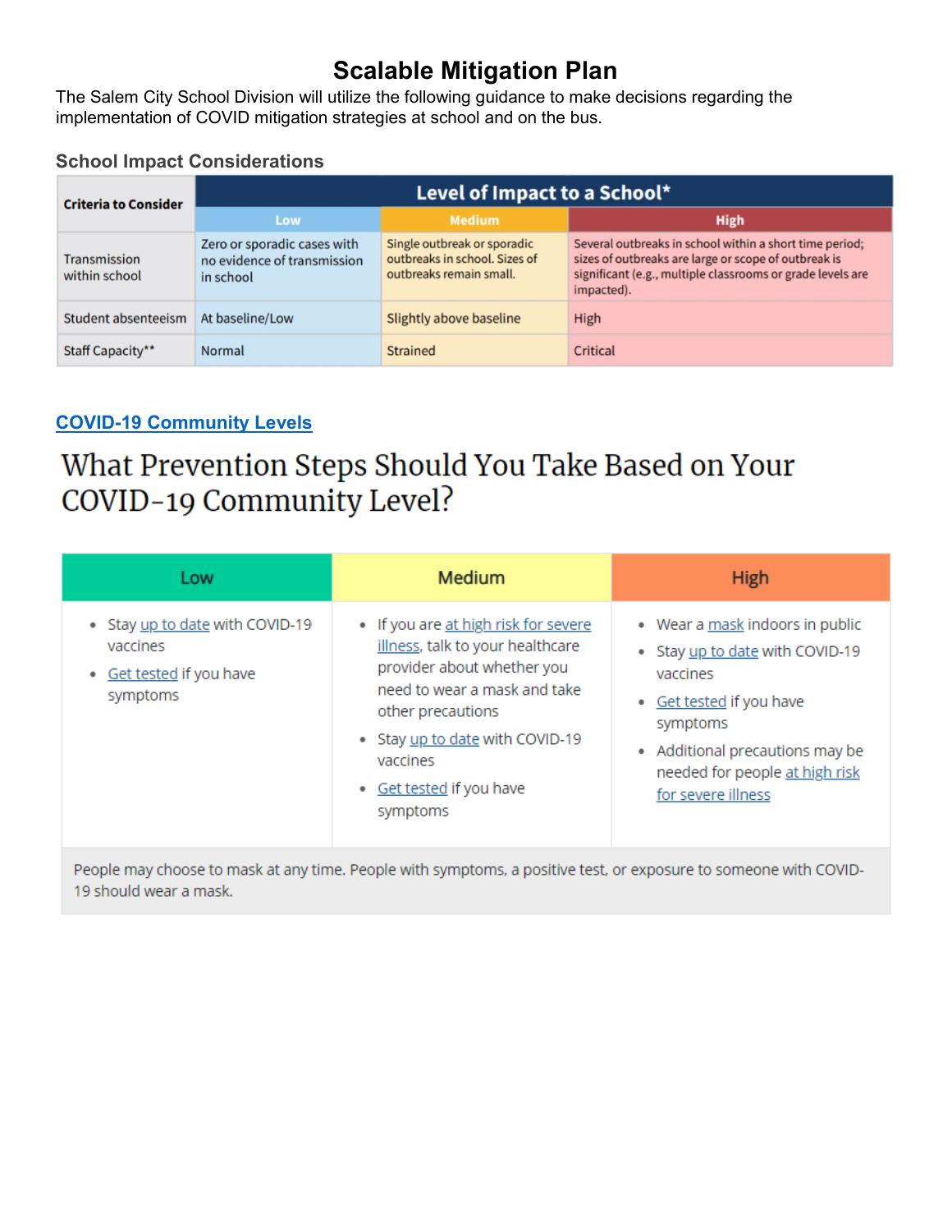# Scalable Mitigation Plan

The Salem City School Division will utilize the following guidance to make decisions regarding the implementation of COVID mitigation strategies at school and on the bus.

### School Impact Considerations

| Criteria to Consider | Level of Impact to a School* | | |
|---|---|---|---|
| | Low | Medium | High |
| Transmission within school | Zero or sporadic cases with no evidence of transmission in school | Single outbreak or sporadic outbreaks in school. Sizes of outbreaks remain small. | Several outbreaks in school within a short time period; sizes of outbreaks are large or scope of outbreak is significant (e.g., multiple classrooms or grade levels are impacted). |
| Student absenteeism | At baseline/Low | Slightly above baseline | High |
| Staff Capacity** | Normal | Strained | Critical |

### COVID-19 Community Levels

## What Prevention Steps Should You Take Based on Your COVID-19 Community Level?

| Low | Medium | High |
|---|---|---|
| • Stay up to date with COVID-19 vaccines<br>• Get tested if you have symptoms | • If you are at high risk for severe illness, talk to your healthcare provider about whether you need to wear a mask and take other precautions<br>• Stay up to date with COVID-19 vaccines<br>• Get tested if you have symptoms | • Wear a mask indoors in public<br>• Stay up to date with COVID-19 vaccines<br>• Get tested if you have symptoms<br>• Additional precautions may be needed for people at high risk for severe illness |

People may choose to mask at any time. People with symptoms, a positive test, or exposure to someone with COVID-19 should wear a mask.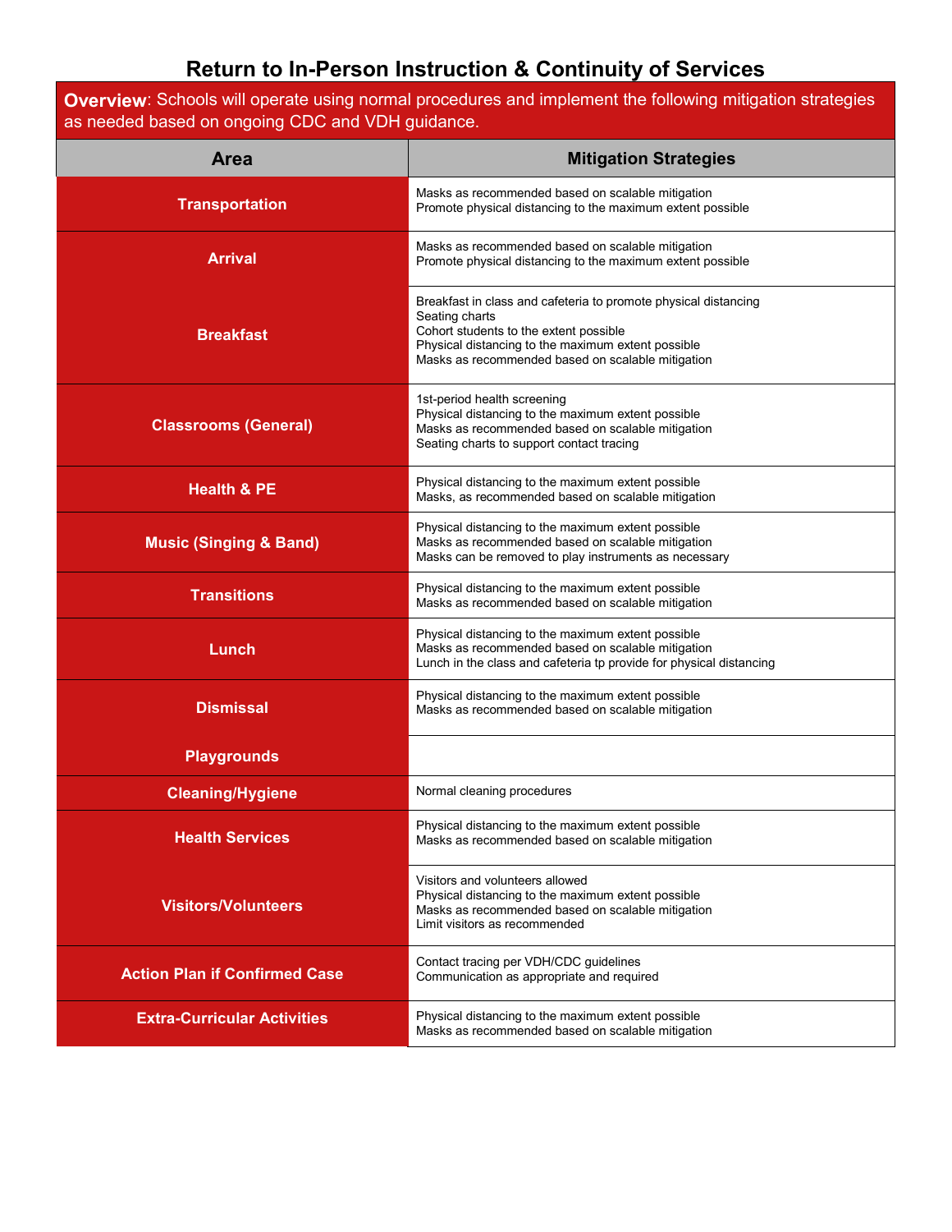# Return to In-Person Instruction & Continuity of Services

**Overview**: Schools will operate using normal procedures and implement the following mitigation strategies as needed based on ongoing CDC and VDH guidance.

| Area | Mitigation Strategies |
|---|---|
| **Transportation** | Masks as recommended based on scalable mitigation<br>Promote physical distancing to the maximum extent possible |
| **Arrival** | Masks as recommended based on scalable mitigation<br>Promote physical distancing to the maximum extent possible |
| **Breakfast** | Breakfast in class and cafeteria to promote physical distancing<br>Seating charts<br>Cohort students to the extent possible<br>Physical distancing to the maximum extent possible<br>Masks as recommended based on scalable mitigation |
| **Classrooms (General)** | 1st-period health screening<br>Physical distancing to the maximum extent possible<br>Masks as recommended based on scalable mitigation<br>Seating charts to support contact tracing |
| **Health & PE** | Physical distancing to the maximum extent possible<br>Masks, as recommended based on scalable mitigation |
| **Music (Singing & Band)** | Physical distancing to the maximum extent possible<br>Masks as recommended based on scalable mitigation<br>Masks can be removed to play instruments as necessary |
| **Transitions** | Physical distancing to the maximum extent possible<br>Masks as recommended based on scalable mitigation |
| **Lunch** | Physical distancing to the maximum extent possible<br>Masks as recommended based on scalable mitigation<br>Lunch in the class and cafeteria tp provide for physical distancing |
| **Dismissal** | Physical distancing to the maximum extent possible<br>Masks as recommended based on scalable mitigation |
| **Playgrounds** | |
| **Cleaning/Hygiene** | Normal cleaning procedures |
| **Health Services** | Physical distancing to the maximum extent possible<br>Masks as recommended based on scalable mitigation |
| **Visitors/Volunteers** | Visitors and volunteers allowed<br>Physical distancing to the maximum extent possible<br>Masks as recommended based on scalable mitigation<br>Limit visitors as recommended |
| **Action Plan if Confirmed Case** | Contact tracing per VDH/CDC guidelines<br>Communication as appropriate and required |
| **Extra-Curricular Activities** | Physical distancing to the maximum extent possible<br>Masks as recommended based on scalable mitigation |